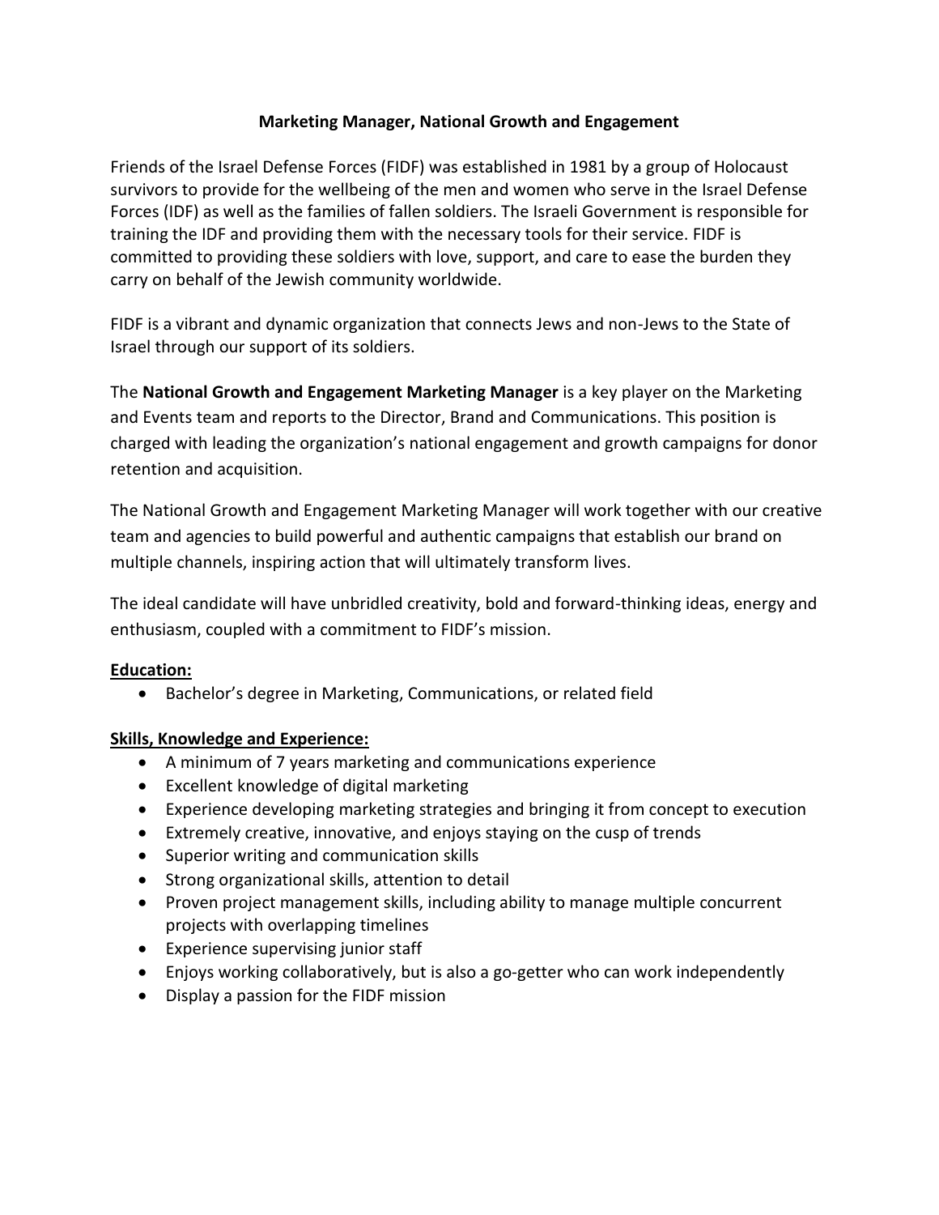# Marketing Manager, National Growth and Engagement

Friends of the Israel Defense Forces (FIDF) was established in 1981 by a group of Holocaust survivors to provide for the wellbeing of the men and women who serve in the Israel Defense Forces (IDF) as well as the families of fallen soldiers. The Israeli Government is responsible for training the IDF and providing them with the necessary tools for their service. FIDF is committed to providing these soldiers with love, support, and care to ease the burden they carry on behalf of the Jewish community worldwide.

FIDF is a vibrant and dynamic organization that connects Jews and non-Jews to the State of Israel through our support of its soldiers.

The **National Growth and Engagement Marketing Manager** is a key player on the Marketing and Events team and reports to the Director, Brand and Communications. This position is charged with leading the organization's national engagement and growth campaigns for donor retention and acquisition.

The National Growth and Engagement Marketing Manager will work together with our creative team and agencies to build powerful and authentic campaigns that establish our brand on multiple channels, inspiring action that will ultimately transform lives.

The ideal candidate will have unbridled creativity, bold and forward-thinking ideas, energy and enthusiasm, coupled with a commitment to FIDF's mission.

## Education:

- Bachelor's degree in Marketing, Communications, or related field

## Skills, Knowledge and Experience:

- A minimum of 7 years marketing and communications experience
- Excellent knowledge of digital marketing
- Experience developing marketing strategies and bringing it from concept to execution
- Extremely creative, innovative, and enjoys staying on the cusp of trends
- Superior writing and communication skills
- Strong organizational skills, attention to detail
- Proven project management skills, including ability to manage multiple concurrent projects with overlapping timelines
- Experience supervising junior staff
- Enjoys working collaboratively, but is also a go-getter who can work independently
- Display a passion for the FIDF mission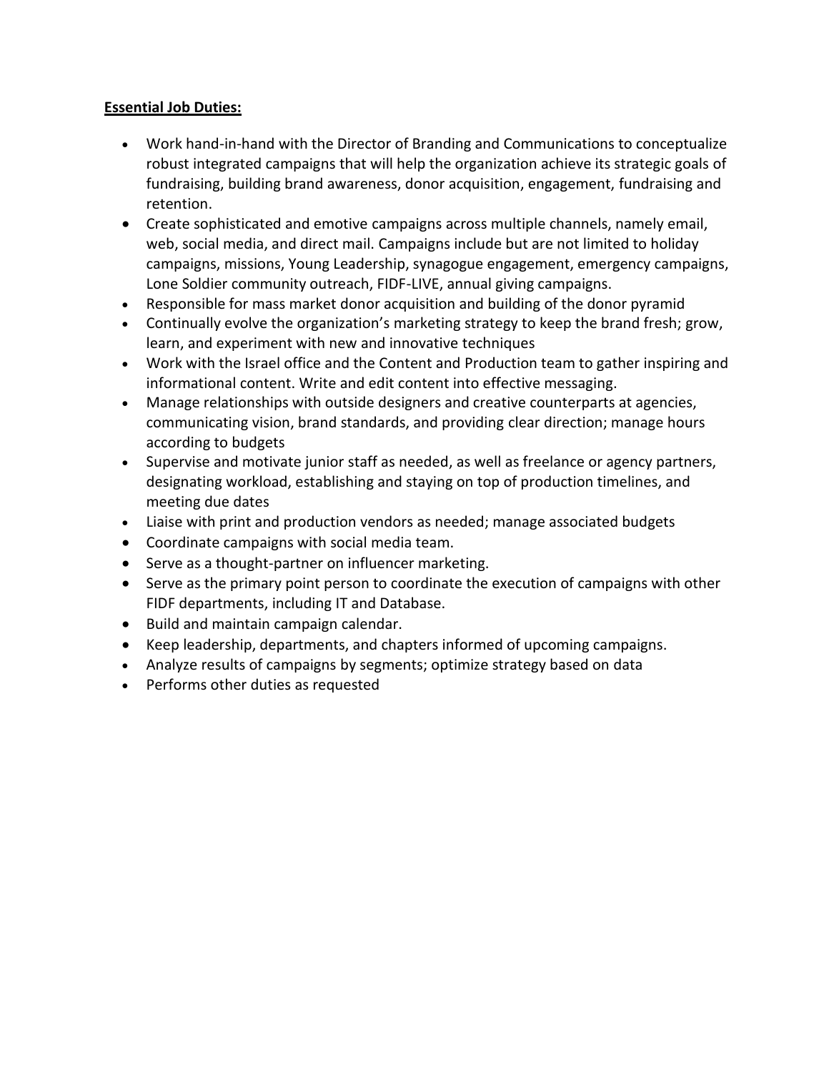**Essential Job Duties:**

- Work hand-in-hand with the Director of Branding and Communications to conceptualize robust integrated campaigns that will help the organization achieve its strategic goals of fundraising, building brand awareness, donor acquisition, engagement, fundraising and retention.
- Create sophisticated and emotive campaigns across multiple channels, namely email, web, social media, and direct mail. Campaigns include but are not limited to holiday campaigns, missions, Young Leadership, synagogue engagement, emergency campaigns, Lone Soldier community outreach, FIDF-LIVE, annual giving campaigns.
- Responsible for mass market donor acquisition and building of the donor pyramid
- Continually evolve the organization's marketing strategy to keep the brand fresh; grow, learn, and experiment with new and innovative techniques
- Work with the Israel office and the Content and Production team to gather inspiring and informational content. Write and edit content into effective messaging.
- Manage relationships with outside designers and creative counterparts at agencies, communicating vision, brand standards, and providing clear direction; manage hours according to budgets
- Supervise and motivate junior staff as needed, as well as freelance or agency partners, designating workload, establishing and staying on top of production timelines, and meeting due dates
- Liaise with print and production vendors as needed; manage associated budgets
- Coordinate campaigns with social media team.
- Serve as a thought-partner on influencer marketing.
- Serve as the primary point person to coordinate the execution of campaigns with other FIDF departments, including IT and Database.
- Build and maintain campaign calendar.
- Keep leadership, departments, and chapters informed of upcoming campaigns.
- Analyze results of campaigns by segments; optimize strategy based on data
- Performs other duties as requested